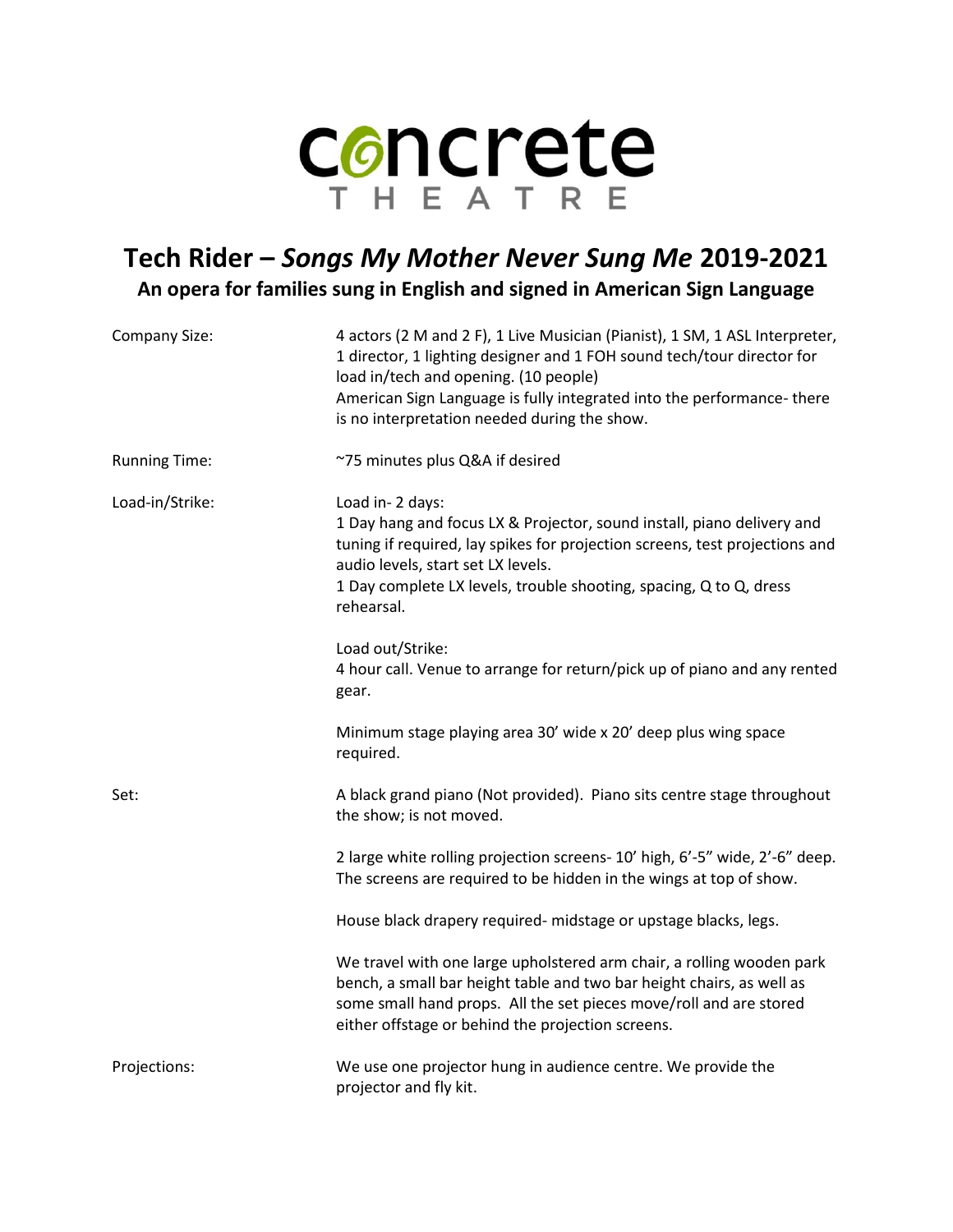# concrete THEATRE

## Tech Rider – *Songs My Mother Never Sung Me* 2019-2021

### An opera for families sung in English and signed in American Sign Language

| | |
|---|---|
| Company Size: | 4 actors (2 M and 2 F), 1 Live Musician (Pianist), 1 SM, 1 ASL Interpreter, 1 director, 1 lighting designer and 1 FOH sound tech/tour director for load in/tech and opening. (10 people)<br>American Sign Language is fully integrated into the performance- there is no interpretation needed during the show. |
| Running Time: | ~75 minutes plus Q&A if desired |
| Load-in/Strike: | Load in- 2 days:<br>1 Day hang and focus LX & Projector, sound install, piano delivery and tuning if required, lay spikes for projection screens, test projections and audio levels, start set LX levels.<br>1 Day complete LX levels, trouble shooting, spacing, Q to Q, dress rehearsal.<br><br>Load out/Strike:<br>4 hour call. Venue to arrange for return/pick up of piano and any rented gear.<br><br>Minimum stage playing area 30' wide x 20' deep plus wing space required. |
| Set: | A black grand piano (Not provided). Piano sits centre stage throughout the show; is not moved.<br><br>2 large white rolling projection screens- 10' high, 6'-5" wide, 2'-6" deep. The screens are required to be hidden in the wings at top of show.<br><br>House black drapery required- midstage or upstage blacks, legs.<br><br>We travel with one large upholstered arm chair, a rolling wooden park bench, a small bar height table and two bar height chairs, as well as some small hand props. All the set pieces move/roll and are stored either offstage or behind the projection screens. |
| Projections: | We use one projector hung in audience centre. We provide the projector and fly kit. |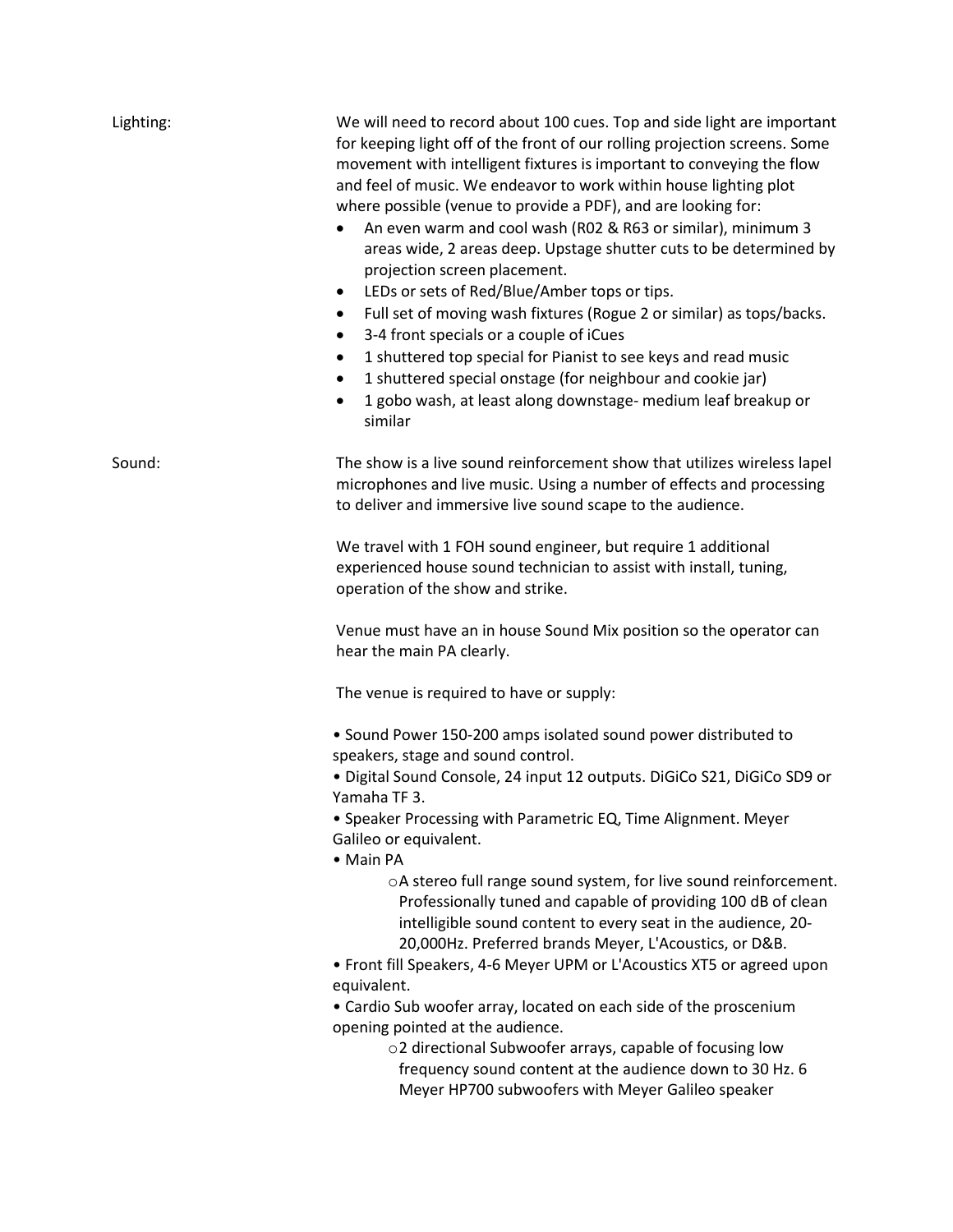**Lighting:**

We will need to record about 100 cues. Top and side light are important for keeping light off of the front of our rolling projection screens. Some movement with intelligent fixtures is important to conveying the flow and feel of music. We endeavor to work within house lighting plot where possible (venue to provide a PDF), and are looking for:

- An even warm and cool wash (R02 & R63 or similar), minimum 3 areas wide, 2 areas deep. Upstage shutter cuts to be determined by projection screen placement.
- LEDs or sets of Red/Blue/Amber tops or tips.
- Full set of moving wash fixtures (Rogue 2 or similar) as tops/backs.
- 3-4 front specials or a couple of iCues
- 1 shuttered top special for Pianist to see keys and read music
- 1 shuttered special onstage (for neighbour and cookie jar)
- 1 gobo wash, at least along downstage- medium leaf breakup or similar

**Sound:**

The show is a live sound reinforcement show that utilizes wireless lapel microphones and live music. Using a number of effects and processing to deliver and immersive live sound scape to the audience.

We travel with 1 FOH sound engineer, but require 1 additional experienced house sound technician to assist with install, tuning, operation of the show and strike.

Venue must have an in house Sound Mix position so the operator can hear the main PA clearly.

The venue is required to have or supply:

- Sound Power 150-200 amps isolated sound power distributed to speakers, stage and sound control.
- Digital Sound Console, 24 input 12 outputs. DiGiCo S21, DiGiCo SD9 or Yamaha TF 3.
- Speaker Processing with Parametric EQ, Time Alignment. Meyer Galileo or equivalent.
- Main PA
  - A stereo full range sound system, for live sound reinforcement. Professionally tuned and capable of providing 100 dB of clean intelligible sound content to every seat in the audience, 20-20,000Hz. Preferred brands Meyer, L'Acoustics, or D&B.
- Front fill Speakers, 4-6 Meyer UPM or L'Acoustics XT5 or agreed upon equivalent.
- Cardio Sub woofer array, located on each side of the proscenium opening pointed at the audience.
  - 2 directional Subwoofer arrays, capable of focusing low frequency sound content at the audience down to 30 Hz. 6 Meyer HP700 subwoofers with Meyer Galileo speaker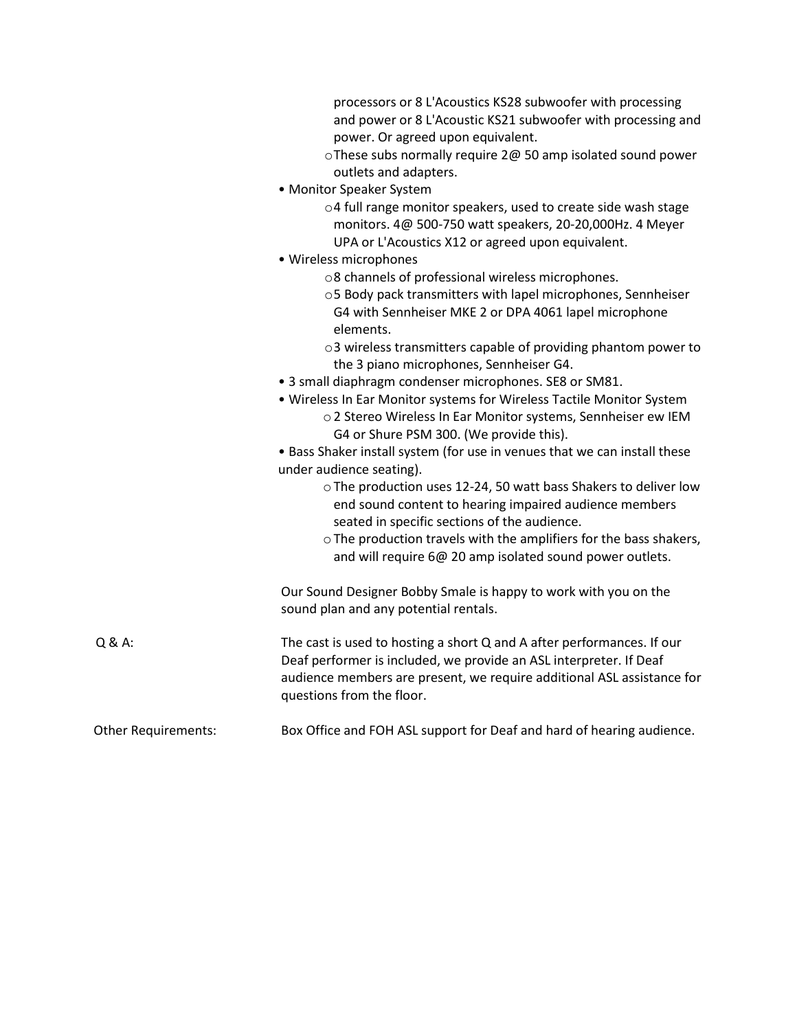processors or 8 L'Acoustics KS28 subwoofer with processing and power or 8 L'Acoustic KS21 subwoofer with processing and power. Or agreed upon equivalent.
    - These subs normally require 2@ 50 amp isolated sound power outlets and adapters.

- Monitor Speaker System
    - 4 full range monitor speakers, used to create side wash stage monitors. 4@ 500-750 watt speakers, 20-20,000Hz. 4 Meyer UPA or L'Acoustics X12 or agreed upon equivalent.
- Wireless microphones
    - 8 channels of professional wireless microphones.
    - 5 Body pack transmitters with lapel microphones, Sennheiser G4 with Sennheiser MKE 2 or DPA 4061 lapel microphone elements.
    - 3 wireless transmitters capable of providing phantom power to the 3 piano microphones, Sennheiser G4.
- 3 small diaphragm condenser microphones. SE8 or SM81.
- Wireless In Ear Monitor systems for Wireless Tactile Monitor System
    - 2 Stereo Wireless In Ear Monitor systems, Sennheiser ew IEM G4 or Shure PSM 300. (We provide this).
- Bass Shaker install system (for use in venues that we can install these under audience seating).
    - The production uses 12-24, 50 watt bass Shakers to deliver low end sound content to hearing impaired audience members seated in specific sections of the audience.
    - The production travels with the amplifiers for the bass shakers, and will require 6@ 20 amp isolated sound power outlets.

Our Sound Designer Bobby Smale is happy to work with you on the sound plan and any potential rentals.

Q & A: The cast is used to hosting a short Q and A after performances. If our Deaf performer is included, we provide an ASL interpreter. If Deaf audience members are present, we require additional ASL assistance for questions from the floor.

Other Requirements: Box Office and FOH ASL support for Deaf and hard of hearing audience.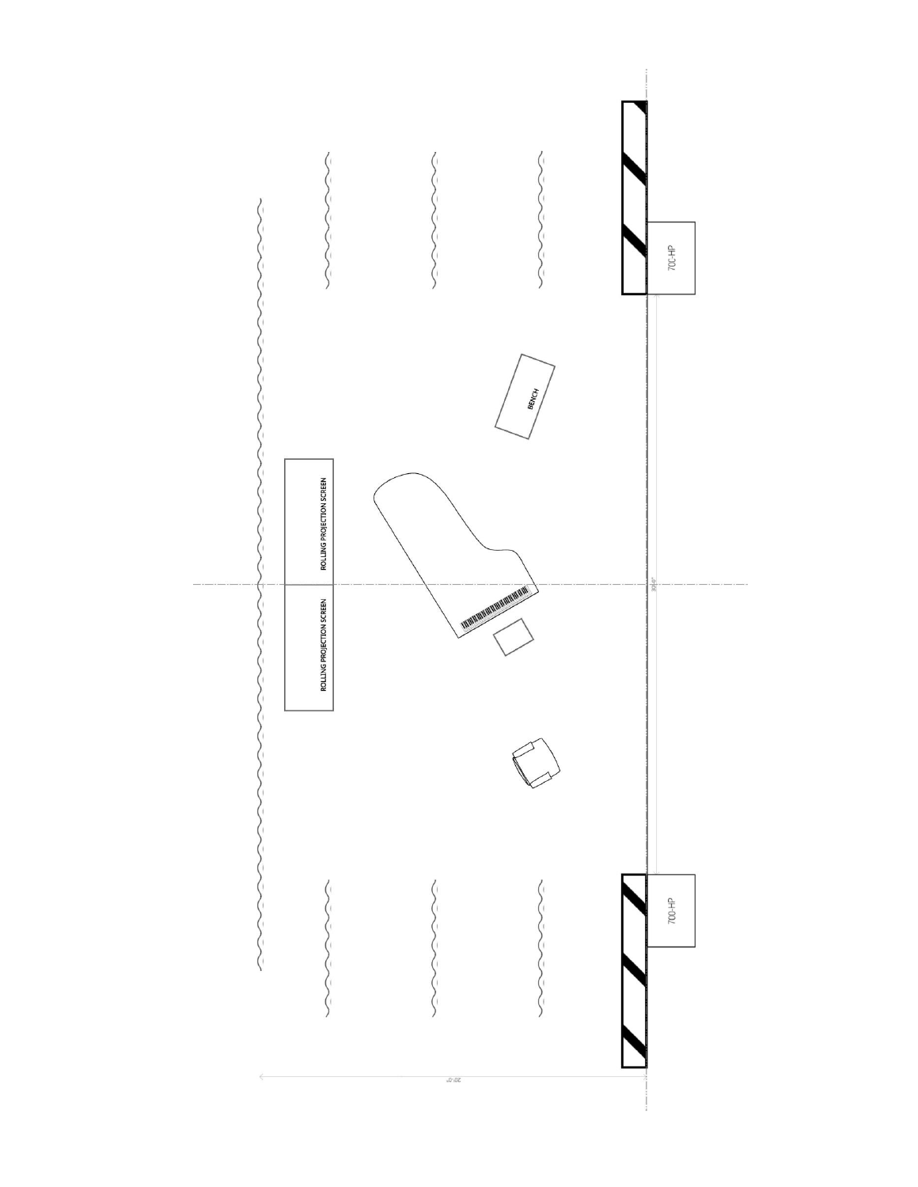ROLLING PROJECTION SCREEN

ROLLING PROJECTION SCREEN

BENCH

700-HP

700-HP

30'-0"

20'-0"